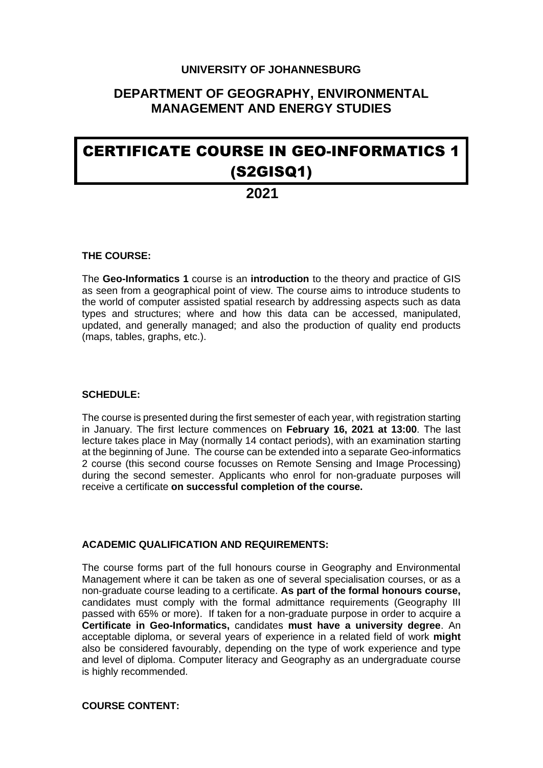**UNIVERSITY OF JOHANNESBURG**

## DEPARTMENT OF GEOGRAPHY, ENVIRONMENTAL MANAGEMENT AND ENERGY STUDIES

# CERTIFICATE COURSE IN GEO-INFORMATICS 1 (S2GISQ1)

## 2021

**THE COURSE:**

The **Geo-Informatics 1** course is an **introduction** to the theory and practice of GIS as seen from a geographical point of view. The course aims to introduce students to the world of computer assisted spatial research by addressing aspects such as data types and structures; where and how this data can be accessed, manipulated, updated, and generally managed; and also the production of quality end products (maps, tables, graphs, etc.).

**SCHEDULE:**

The course is presented during the first semester of each year, with registration starting in January. The first lecture commences on **February 16, 2021 at 13:00**. The last lecture takes place in May (normally 14 contact periods), with an examination starting at the beginning of June. The course can be extended into a separate Geo-informatics 2 course (this second course focusses on Remote Sensing and Image Processing) during the second semester. Applicants who enrol for non-graduate purposes will receive a certificate **on successful completion of the course.**

**ACADEMIC QUALIFICATION AND REQUIREMENTS:**

The course forms part of the full honours course in Geography and Environmental Management where it can be taken as one of several specialisation courses, or as a non-graduate course leading to a certificate. **As part of the formal honours course,** candidates must comply with the formal admittance requirements (Geography III passed with 65% or more). If taken for a non-graduate purpose in order to acquire a **Certificate in Geo-Informatics,** candidates **must have a university degree**. An acceptable diploma, or several years of experience in a related field of work **might** also be considered favourably, depending on the type of work experience and type and level of diploma. Computer literacy and Geography as an undergraduate course is highly recommended.

**COURSE CONTENT:**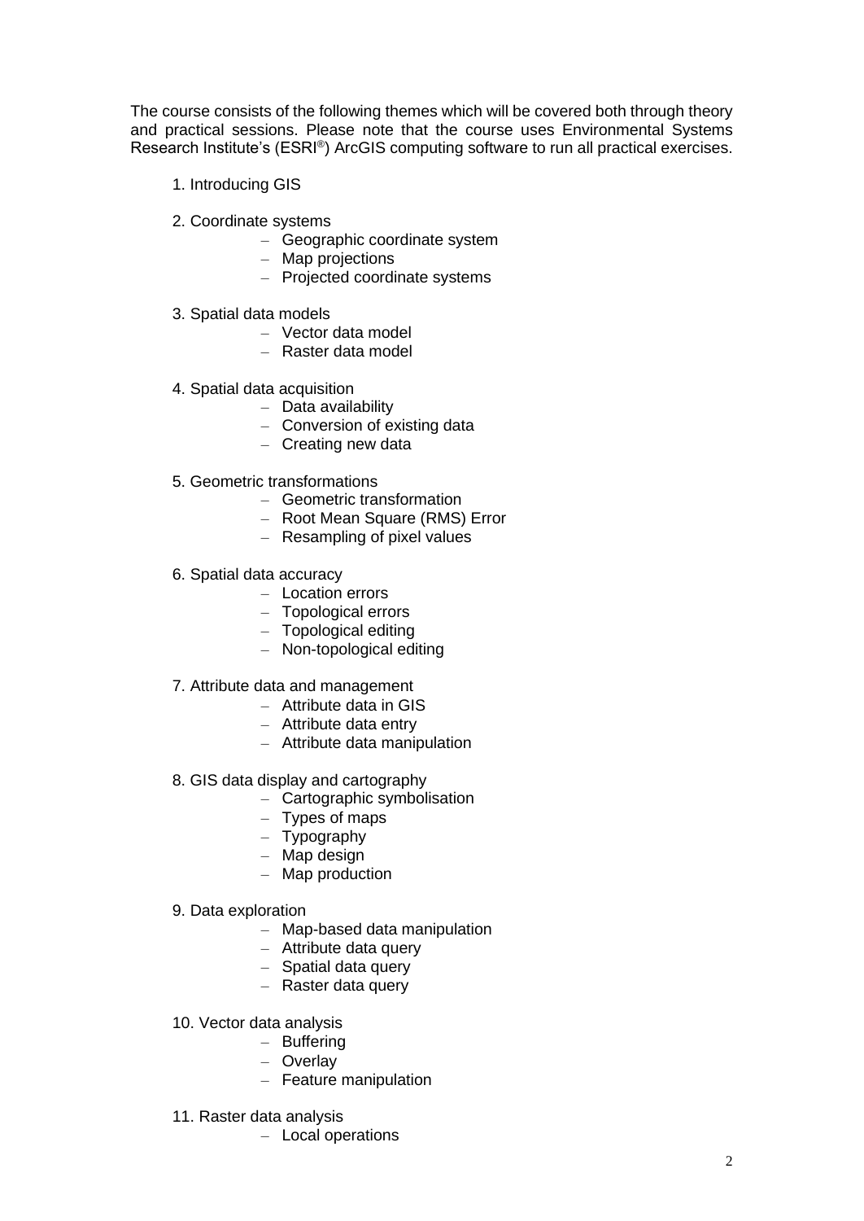The course consists of the following themes which will be covered both through theory and practical sessions. Please note that the course uses Environmental Systems Research Institute's (ESRI®) ArcGIS computing software to run all practical exercises.

1. Introducing GIS

2. Coordinate systems
   - Geographic coordinate system
   - Map projections
   - Projected coordinate systems

3. Spatial data models
   - Vector data model
   - Raster data model

4. Spatial data acquisition
   - Data availability
   - Conversion of existing data
   - Creating new data

5. Geometric transformations
   - Geometric transformation
   - Root Mean Square (RMS) Error
   - Resampling of pixel values

6. Spatial data accuracy
   - Location errors
   - Topological errors
   - Topological editing
   - Non-topological editing

7. Attribute data and management
   - Attribute data in GIS
   - Attribute data entry
   - Attribute data manipulation

8. GIS data display and cartography
   - Cartographic symbolisation
   - Types of maps
   - Typography
   - Map design
   - Map production

9. Data exploration
   - Map-based data manipulation
   - Attribute data query
   - Spatial data query
   - Raster data query

10. Vector data analysis
    - Buffering
    - Overlay
    - Feature manipulation

11. Raster data analysis
    - Local operations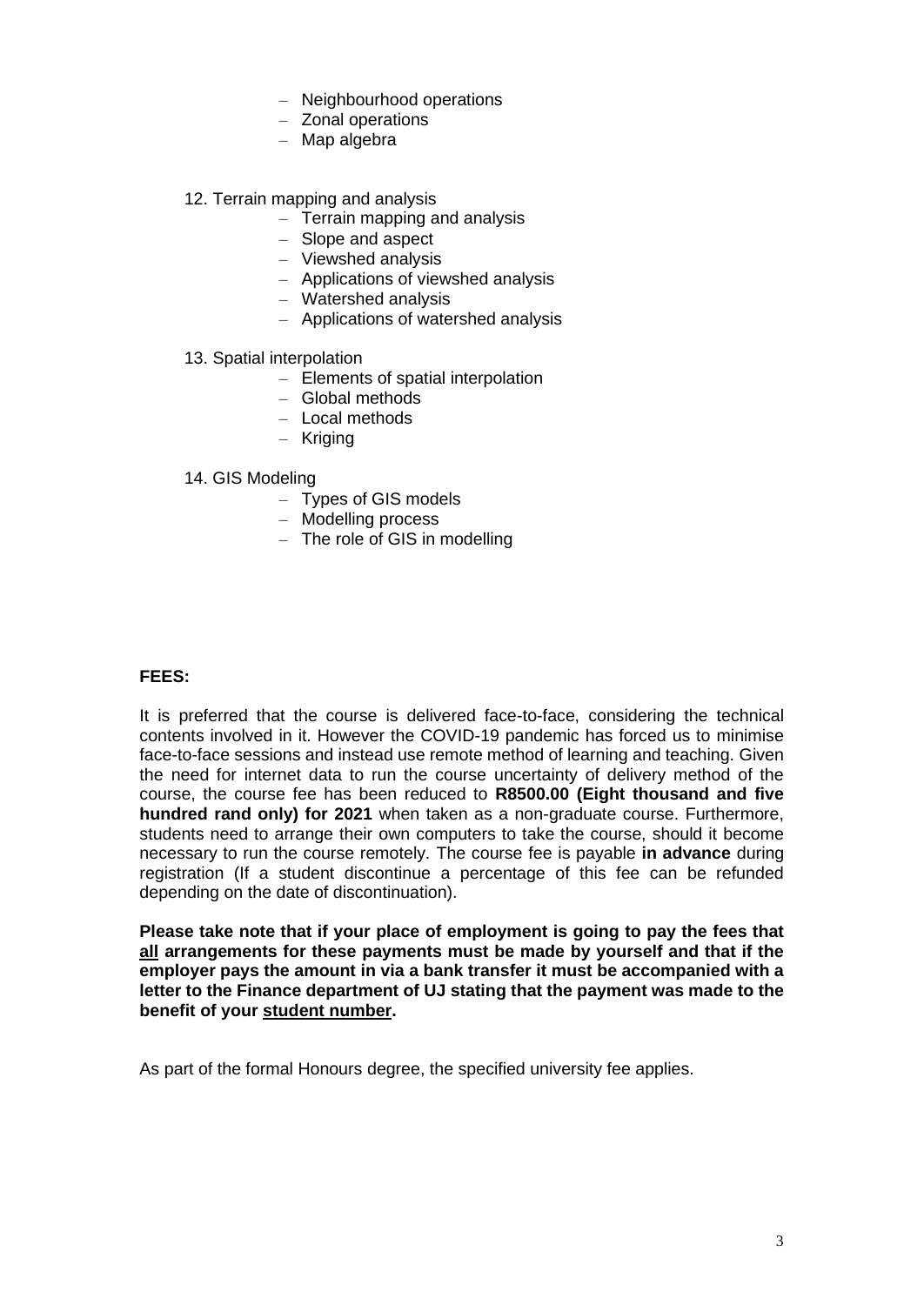- Neighbourhood operations
- Zonal operations
- Map algebra

12. Terrain mapping and analysis
    - Terrain mapping and analysis
    - Slope and aspect
    - Viewshed analysis
    - Applications of viewshed analysis
    - Watershed analysis
    - Applications of watershed analysis

13. Spatial interpolation
    - Elements of spatial interpolation
    - Global methods
    - Local methods
    - Kriging

14. GIS Modeling
    - Types of GIS models
    - Modelling process
    - The role of GIS in modelling

**FEES:**

It is preferred that the course is delivered face-to-face, considering the technical contents involved in it. However the COVID-19 pandemic has forced us to minimise face-to-face sessions and instead use remote method of learning and teaching. Given the need for internet data to run the course uncertainty of delivery method of the course, the course fee has been reduced to **R8500.00 (Eight thousand and five hundred rand only) for 2021** when taken as a non-graduate course. Furthermore, students need to arrange their own computers to take the course, should it become necessary to run the course remotely. The course fee is payable **in advance** during registration (If a student discontinue a percentage of this fee can be refunded depending on the date of discontinuation).

**Please take note that if your place of employment is going to pay the fees that <u>all</u> arrangements for these payments must be made by yourself and that if the employer pays the amount in via a bank transfer it must be accompanied with a letter to the Finance department of UJ stating that the payment was made to the benefit of your <u>student number</u>.**

As part of the formal Honours degree, the specified university fee applies.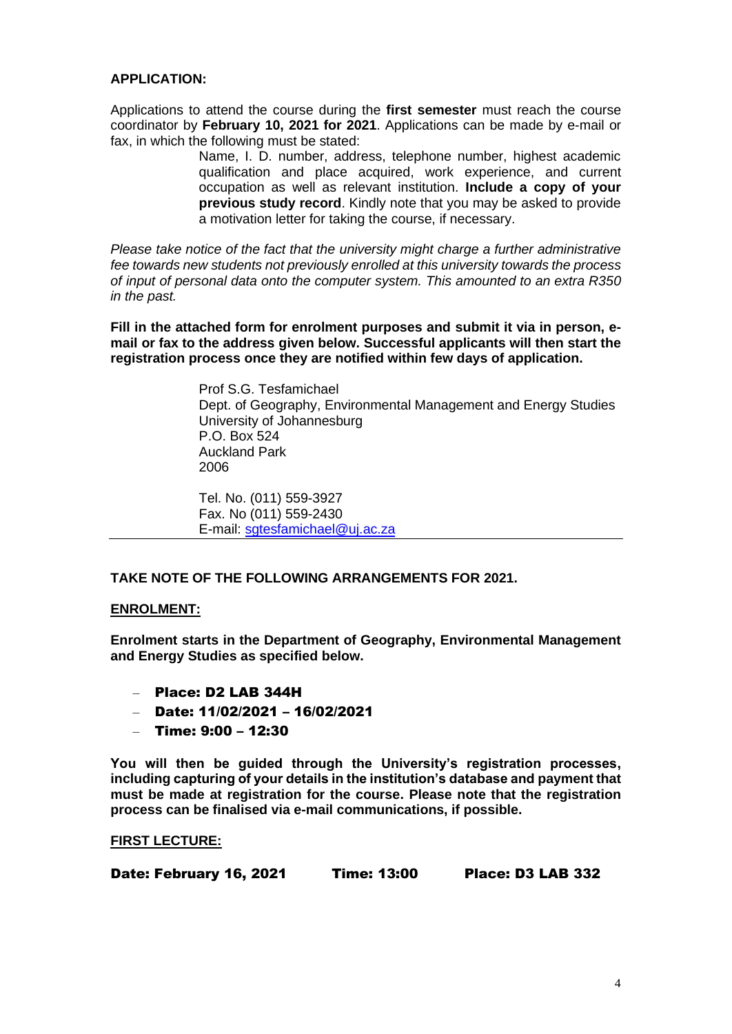**APPLICATION:**

Applications to attend the course during the **first semester** must reach the course coordinator by **February 10, 2021 for 2021**. Applications can be made by e-mail or fax, in which the following must be stated:

> Name, I. D. number, address, telephone number, highest academic qualification and place acquired, work experience, and current occupation as well as relevant institution. **Include a copy of your previous study record**. Kindly note that you may be asked to provide a motivation letter for taking the course, if necessary.

*Please take notice of the fact that the university might charge a further administrative fee towards new students not previously enrolled at this university towards the process of input of personal data onto the computer system. This amounted to an extra R350 in the past.*

**Fill in the attached form for enrolment purposes and submit it via in person, e-mail or fax to the address given below. Successful applicants will then start the registration process once they are notified within few days of application.**

> Prof S.G. Tesfamichael
> Dept. of Geography, Environmental Management and Energy Studies
> University of Johannesburg
> P.O. Box 524
> Auckland Park
> 2006
>
> Tel. No. (011) 559-3927
> Fax. No (011) 559-2430
> E-mail: sgtesfamichael@uj.ac.za

---

**TAKE NOTE OF THE FOLLOWING ARRANGEMENTS FOR 2021.**

**ENROLMENT:**

**Enrolment starts in the Department of Geography, Environmental Management and Energy Studies as specified below.**

- **Place: D2 LAB 344H**
- **Date: 11/02/2021 – 16/02/2021**
- **Time: 9:00 – 12:30**

**You will then be guided through the University's registration processes, including capturing of your details in the institution's database and payment that must be made at registration for the course. Please note that the registration process can be finalised via e-mail communications, if possible.**

**FIRST LECTURE:**

**Date: February 16, 2021 Time: 13:00 Place: D3 LAB 332**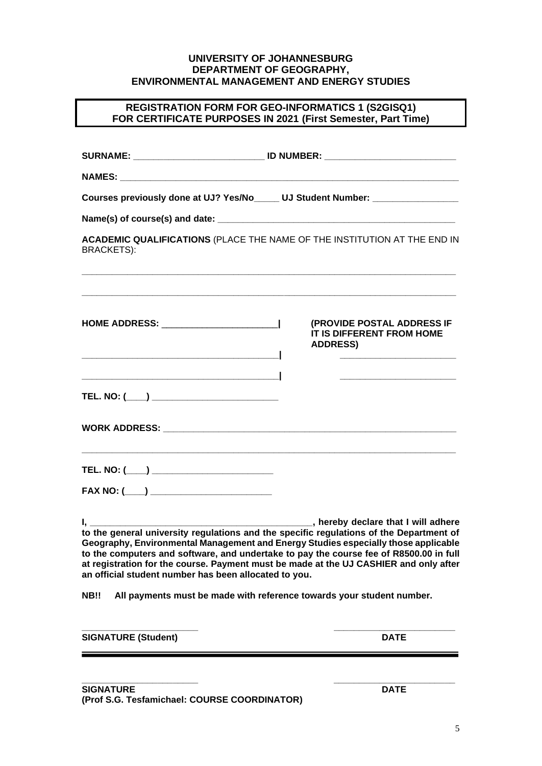**UNIVERSITY OF JOHANNESBURG**
**DEPARTMENT OF GEOGRAPHY,**
**ENVIRONMENTAL MANAGEMENT AND ENERGY STUDIES**

## REGISTRATION FORM FOR GEO-INFORMATICS 1 (S2GISQ1) FOR CERTIFICATE PURPOSES IN 2021 (First Semester, Part Time)

**SURNAME:** ___________________________ **ID NUMBER:** ___________________________

**NAMES:** ___________________________________________________________________________

**Courses previously done at UJ? Yes/No**_____ **UJ Student Number:** _________________

**Name(s) of course(s) and date:** ________________________________________________

**ACADEMIC QUALIFICATIONS** (PLACE THE NAME OF THE INSTITUTION AT THE END IN BRACKETS):

___________________________________________________________________________

___________________________________________________________________________

**HOME ADDRESS:** _______________________| **(PROVIDE POSTAL ADDRESS IF IT IS DIFFERENT FROM HOME ADDRESS)**

_______________________________________| _______________________

_______________________________________| _______________________

**TEL. NO: (____)** _________________________

**WORK ADDRESS:** ______________________________________________________________

___________________________________________________________________________

**TEL. NO: (____)** ________________________

**FAX NO: (____)** ________________________

**I, _______________________________________________, hereby declare that I will adhere to the general university regulations and the specific regulations of the Department of Geography, Environmental Management and Energy Studies especially those applicable to the computers and software, and undertake to pay the course fee of R8500.00 in full at registration for the course. Payment must be made at the UJ CASHIER and only after an official student number has been allocated to you.**

**NB!! All payments must be made with reference towards your student number.**

________________________ ________________________

**SIGNATURE (Student)** **DATE**

________________________ ________________________

**SIGNATURE** **DATE**
**(Prof S.G. Tesfamichael: COURSE COORDINATOR)**